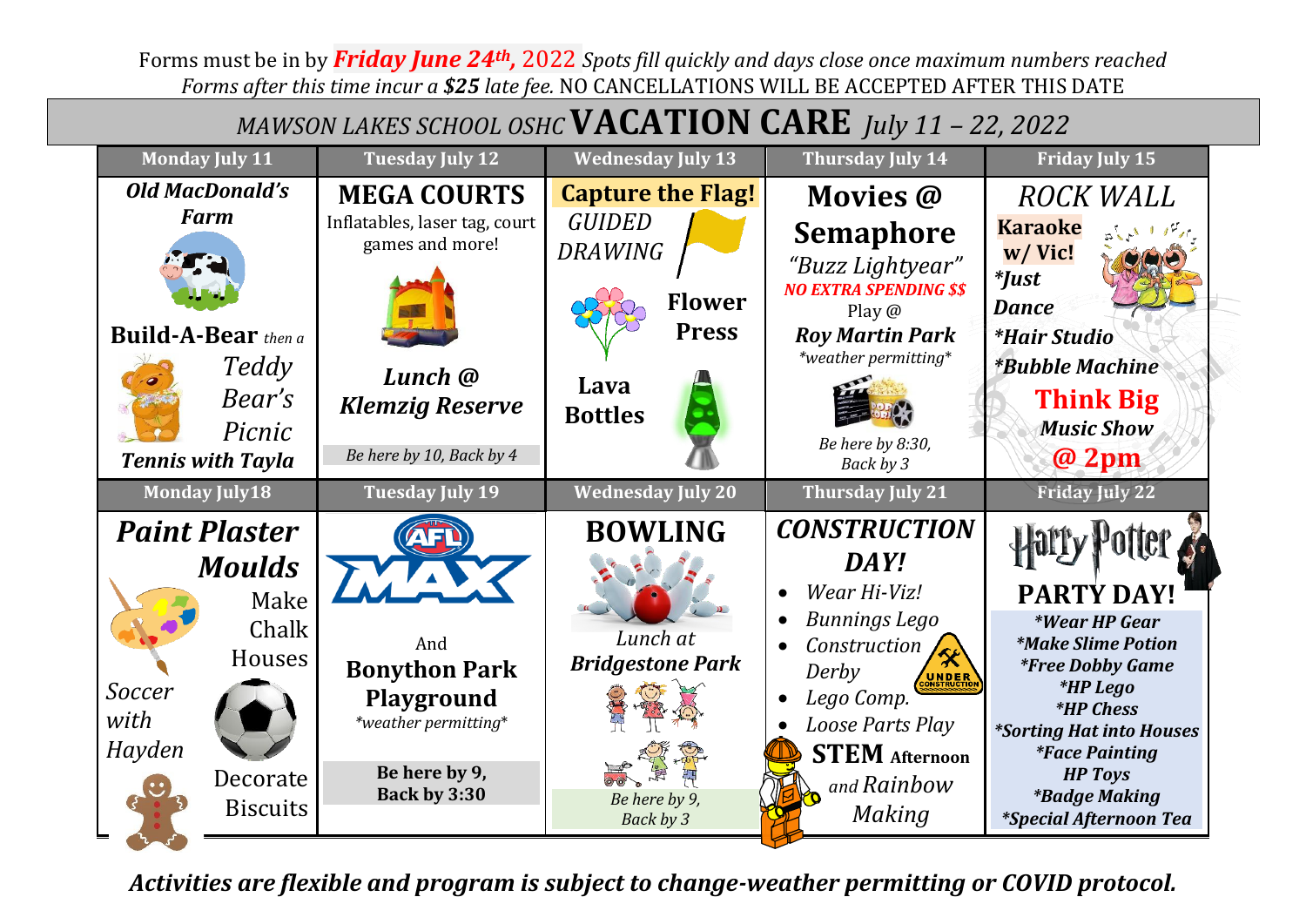Forms must be in by ***Friday June 24th*,** 2022 *Spots fill quickly and days close once maximum numbers reached*
*Forms after this time incur a **$25** late fee.* NO CANCELLATIONS WILL BE ACCEPTED AFTER THIS DATE

# *MAWSON LAKES SCHOOL OSHC* VACATION CARE *July 11 – 22, 2022*

| Monday July 11 | Tuesday July 12 | Wednesday July 13 | Thursday July 14 | Friday July 15 |
|---|---|---|---|---|
| ***Old MacDonald's Farm*** <br> **Build-A-Bear** *then a* Teddy Bear's Picnic <br> ***Tennis with Tayla*** | **MEGA COURTS** <br> Inflatables, laser tag, court games and more! <br> ***Lunch @ Klemzig Reserve*** <br> *Be here by 10, Back by 4* | **Capture the Flag!** <br> GUIDED DRAWING <br> **Flower Press** <br> **Lava Bottles** | **Movies @ Semaphore** <br> *"Buzz Lightyear"* <br> ***NO EXTRA SPENDING $$*** <br> Play @ <br> ***Roy Martin Park*** <br> *\*weather permitting\** <br> *Be here by 8:30, Back by 3* | ROCK WALL <br> **Karaoke w/ Vic!** <br> ***\*Just Dance*** <br> ***\*Hair Studio*** <br> ***\*Bubble Machine*** <br> **Think Big** <br> ***Music Show*** <br> **@ 2pm** |
| **Monday July18** | **Tuesday July 19** | **Wednesday July 20** | **Thursday July 21** | **Friday July 22** |
| ***Paint Plaster Moulds*** <br> Make Chalk Houses <br> Soccer with Hayden <br> Decorate Biscuits | AFL MAX <br> And <br> **Bonython Park Playground** <br> *\*weather permitting\** <br> **Be here by 9, Back by 3:30** | **BOWLING** <br> *Lunch at* <br> ***Bridgestone Park*** <br> *Be here by 9, Back by 3* | ***CONSTRUCTION DAY!*** <br> • *Wear Hi-Viz!* <br> • *Bunnings Lego* <br> • *Construction Derby* <br> • *Lego Comp.* <br> • *Loose Parts Play* <br> **STEM** **Afternoon** *and* *Rainbow Making* | Harry Potter <br> **PARTY DAY!** <br> ***\*Wear HP Gear*** <br> ***\*Make Slime Potion*** <br> ***\*Free Dobby Game*** <br> ***\*HP Lego*** <br> ***\*HP Chess*** <br> ***\*Sorting Hat into Houses*** <br> ***\*Face Painting*** <br> ***HP Toys*** <br> ***\*Badge Making*** <br> ***\*Special Afternoon Tea*** |

***Activities are flexible and program is subject to change-weather permitting or COVID protocol.***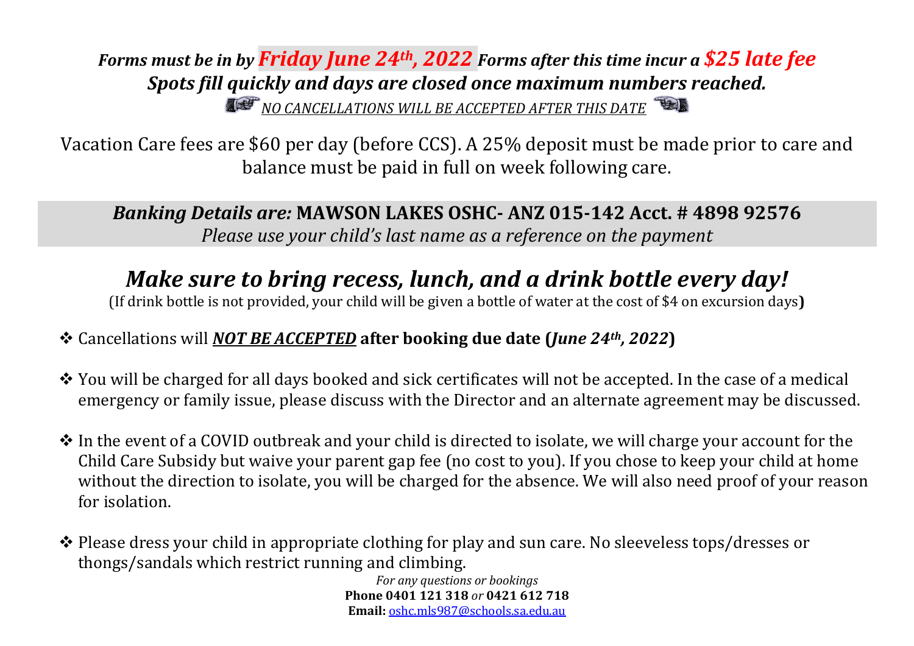***Forms must be in by Friday June 24th, 2022 Forms after this time incur a $25 late fee***

***Spots fill quickly and days are closed once maximum numbers reached.***

*NO CANCELLATIONS WILL BE ACCEPTED AFTER THIS DATE*

Vacation Care fees are $60 per day (before CCS). A 25% deposit must be made prior to care and balance must be paid in full on week following care.

*Banking Details are:* **MAWSON LAKES OSHC- ANZ 015-142 Acct. # 4898 92576**

*Please use your child's last name as a reference on the payment*

## *Make sure to bring recess, lunch, and a drink bottle every day!*

(If drink bottle is not provided, your child will be given a bottle of water at the cost of $4 on excursion days**)**

- Cancellations will ***NOT BE ACCEPTED*** **after booking due date (*June 24th, 2022*)**
- You will be charged for all days booked and sick certificates will not be accepted. In the case of a medical emergency or family issue, please discuss with the Director and an alternate agreement may be discussed.
- In the event of a COVID outbreak and your child is directed to isolate, we will charge your account for the Child Care Subsidy but waive your parent gap fee (no cost to you). If you chose to keep your child at home without the direction to isolate, you will be charged for the absence. We will also need proof of your reason for isolation.
- Please dress your child in appropriate clothing for play and sun care. No sleeveless tops/dresses or thongs/sandals which restrict running and climbing.

*For any questions or bookings*

**Phone 0401 121 318** *or* **0421 612 718**

**Email:** oshc.mls987@schools.sa.edu.au